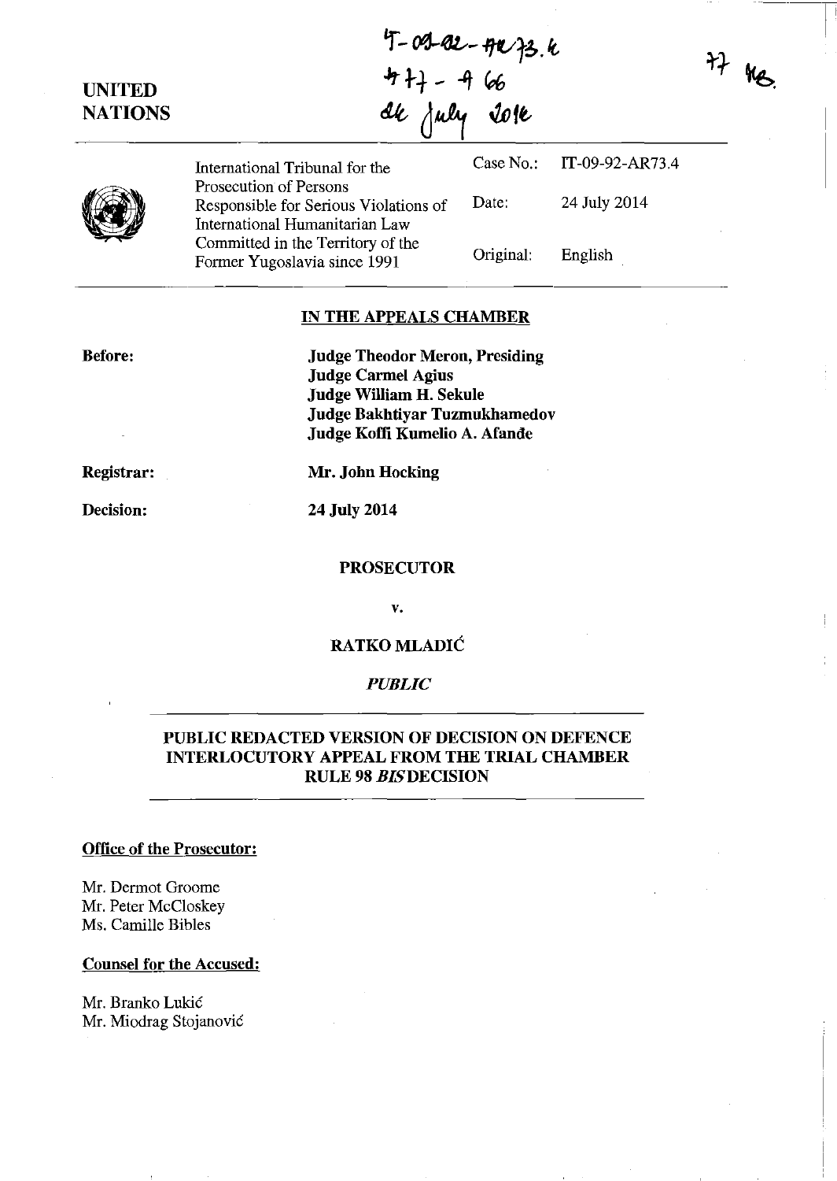IT-09-92-AR73.4
477 - 466
24 July 2014

77 ME.

UNITED NATIONS

| | | |
|---|---|---|
| International Tribunal for the Prosecution of Persons Responsible for Serious Violations of International Humanitarian Law Committed in the Territory of the Former Yugoslavia since 1991 | Case No.: | IT-09-92-AR73.4 |
| | Date: | 24 July 2014 |
| | Original: | English |

## IN THE APPEALS CHAMBER

**Before:** **Judge Theodor Meron, Presiding**
**Judge Carmel Agius**
**Judge William H. Sekule**
**Judge Bakhtiyar Tuzmukhamedov**
**Judge Koffi Kumelio A. Afande**

**Registrar:** **Mr. John Hocking**

**Decision:** **24 July 2014**

**PROSECUTOR**

**v.**

**RATKO MLADIĆ**

***PUBLIC***

## PUBLIC REDACTED VERSION OF DECISION ON DEFENCE INTERLOCUTORY APPEAL FROM THE TRIAL CHAMBER RULE 98 *BIS* DECISION

**Office of the Prosecutor:**

Mr. Dermot Groome
Mr. Peter McCloskey
Ms. Camille Bibles

**Counsel for the Accused:**

Mr. Branko Lukić
Mr. Miodrag Stojanović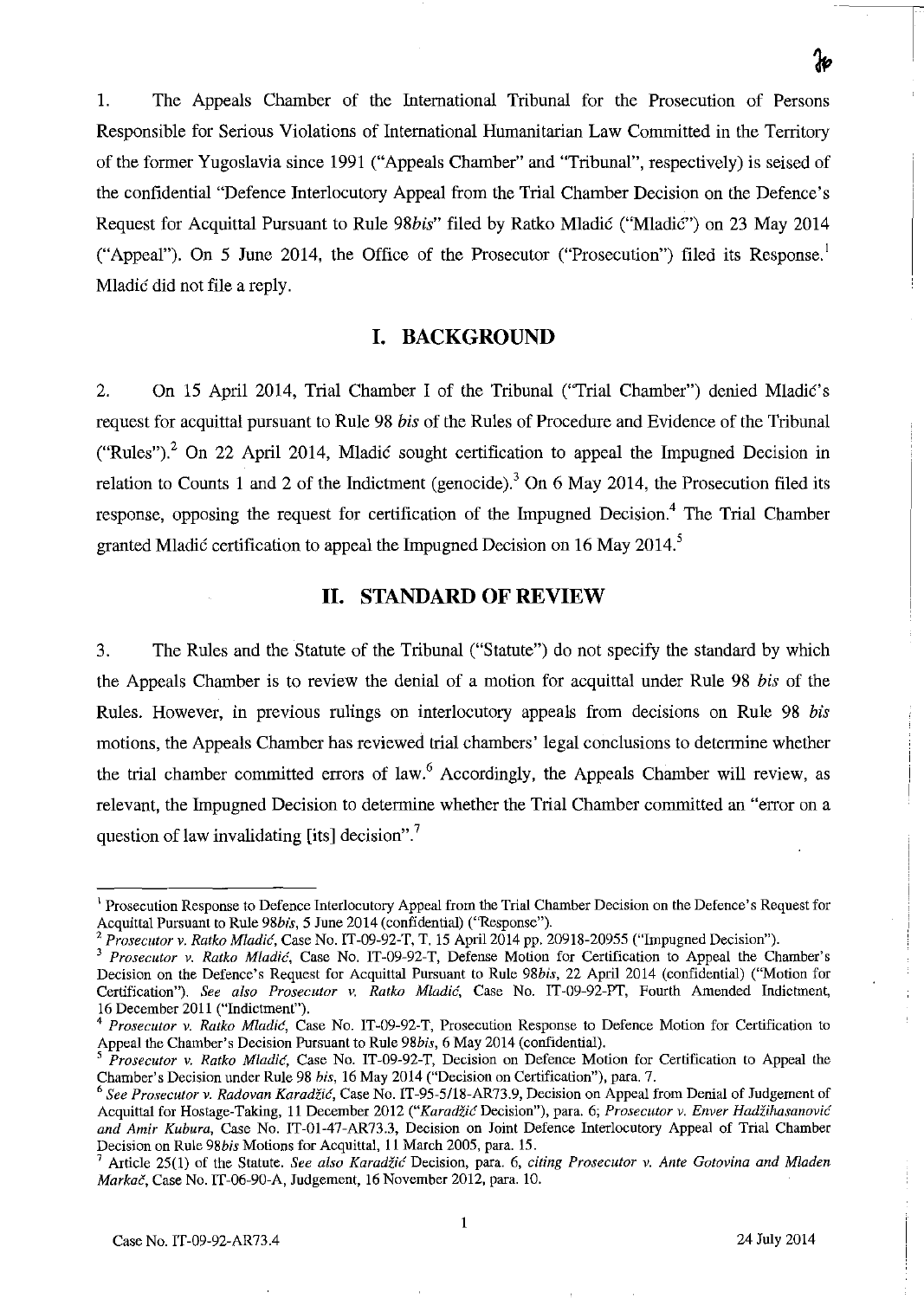1. The Appeals Chamber of the International Tribunal for the Prosecution of Persons Responsible for Serious Violations of International Humanitarian Law Committed in the Territory of the former Yugoslavia since 1991 ("Appeals Chamber" and "Tribunal", respectively) is seised of the confidential "Defence Interlocutory Appeal from the Trial Chamber Decision on the Defence's Request for Acquittal Pursuant to Rule 98*bis*" filed by Ratko Mladić ("Mladić") on 23 May 2014 ("Appeal"). On 5 June 2014, the Office of the Prosecutor ("Prosecution") filed its Response.[1] Mladić did not file a reply.

## I. BACKGROUND

2. On 15 April 2014, Trial Chamber I of the Tribunal ("Trial Chamber") denied Mladić's request for acquittal pursuant to Rule 98 *bis* of the Rules of Procedure and Evidence of the Tribunal ("Rules").[2] On 22 April 2014, Mladić sought certification to appeal the Impugned Decision in relation to Counts 1 and 2 of the Indictment (genocide).[3] On 6 May 2014, the Prosecution filed its response, opposing the request for certification of the Impugned Decision.[4] The Trial Chamber granted Mladić certification to appeal the Impugned Decision on 16 May 2014.[5]

## II. STANDARD OF REVIEW

3. The Rules and the Statute of the Tribunal ("Statute") do not specify the standard by which the Appeals Chamber is to review the denial of a motion for acquittal under Rule 98 *bis* of the Rules. However, in previous rulings on interlocutory appeals from decisions on Rule 98 *bis* motions, the Appeals Chamber has reviewed trial chambers' legal conclusions to determine whether the trial chamber committed errors of law.[6] Accordingly, the Appeals Chamber will review, as relevant, the Impugned Decision to determine whether the Trial Chamber committed an "error on a question of law invalidating [its] decision".[7]

---

[1] Prosecution Response to Defence Interlocutory Appeal from the Trial Chamber Decision on the Defence's Request for Acquittal Pursuant to Rule 98*bis*, 5 June 2014 (confidential) ("Response").

[2] *Prosecutor v. Ratko Mladić*, Case No. IT-09-92-T, T. 15 April 2014 pp. 20918-20955 ("Impugned Decision").

[3] *Prosecutor v. Ratko Mladić*, Case No. IT-09-92-T, Defense Motion for Certification to Appeal the Chamber's Decision on the Defence's Request for Acquittal Pursuant to Rule 98*bis*, 22 April 2014 (confidential) ("Motion for Certification"). *See also Prosecutor v. Ratko Mladić*, Case No. IT-09-92-PT, Fourth Amended Indictment, 16 December 2011 ("Indictment").

[4] *Prosecutor v. Ratko Mladić*, Case No. IT-09-92-T, Prosecution Response to Defence Motion for Certification to Appeal the Chamber's Decision Pursuant to Rule 98*bis*, 6 May 2014 (confidential).

[5] *Prosecutor v. Ratko Mladić*, Case No. IT-09-92-T, Decision on Defence Motion for Certification to Appeal the Chamber's Decision under Rule 98 *bis*, 16 May 2014 ("Decision on Certification"), para. 7.

[6] *See Prosecutor v. Radovan Karadžić*, Case No. IT-95-5/18-AR73.9, Decision on Appeal from Denial of Judgement of Acquittal for Hostage-Taking, 11 December 2012 ("*Karadžić* Decision"), para. 6; *Prosecutor v. Enver Hadžihasanović and Amir Kubura*, Case No. IT-01-47-AR73.3, Decision on Joint Defence Interlocutory Appeal of Trial Chamber Decision on Rule 98*bis* Motions for Acquittal, 11 March 2005, para. 15.

[7] Article 25(1) of the Statute. *See also Karadžić* Decision, para. 6, *citing Prosecutor v. Ante Gotovina and Mladen Markač*, Case No. IT-06-90-A, Judgement, 16 November 2012, para. 10.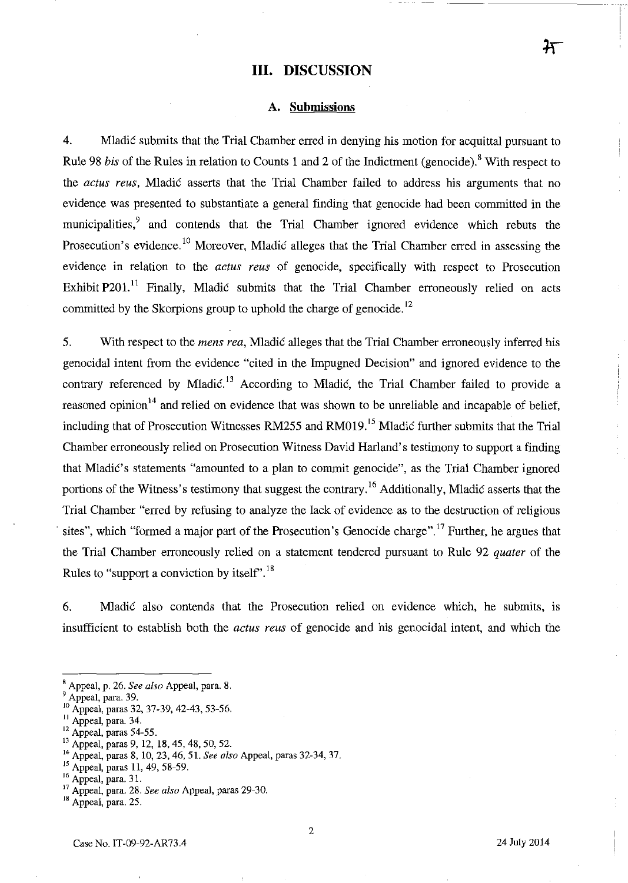## III. DISCUSSION

### A. Submissions

4. Mladić submits that the Trial Chamber erred in denying his motion for acquittal pursuant to Rule 98 *bis* of the Rules in relation to Counts 1 and 2 of the Indictment (genocide).[8] With respect to the *actus reus*, Mladić asserts that the Trial Chamber failed to address his arguments that no evidence was presented to substantiate a general finding that genocide had been committed in the municipalities,[9] and contends that the Trial Chamber ignored evidence which rebuts the Prosecution's evidence.[10] Moreover, Mladić alleges that the Trial Chamber erred in assessing the evidence in relation to the *actus reus* of genocide, specifically with respect to Prosecution Exhibit P201.[11] Finally, Mladić submits that the Trial Chamber erroneously relied on acts committed by the Skorpions group to uphold the charge of genocide.[12]

5. With respect to the *mens rea*, Mladić alleges that the Trial Chamber erroneously inferred his genocidal intent from the evidence "cited in the Impugned Decision" and ignored evidence to the contrary referenced by Mladić.[13] According to Mladić, the Trial Chamber failed to provide a reasoned opinion[14] and relied on evidence that was shown to be unreliable and incapable of belief, including that of Prosecution Witnesses RM255 and RM019.[15] Mladić further submits that the Trial Chamber erroneously relied on Prosecution Witness David Harland's testimony to support a finding that Mladić's statements "amounted to a plan to commit genocide", as the Trial Chamber ignored portions of the Witness's testimony that suggest the contrary.[16] Additionally, Mladić asserts that the Trial Chamber "erred by refusing to analyze the lack of evidence as to the destruction of religious sites", which "formed a major part of the Prosecution's Genocide charge".[17] Further, he argues that the Trial Chamber erroneously relied on a statement tendered pursuant to Rule 92 *quater* of the Rules to "support a conviction by itself".[18]

6. Mladić also contends that the Prosecution relied on evidence which, he submits, is insufficient to establish both the *actus reus* of genocide and his genocidal intent, and which the

---

[8] Appeal, p. 26. *See also* Appeal, para. 8.
[9] Appeal, para. 39.
[10] Appeal, paras 32, 37-39, 42-43, 53-56.
[11] Appeal, para. 34.
[12] Appeal, paras 54-55.
[13] Appeal, paras 9, 12, 18, 45, 48, 50, 52.
[14] Appeal, paras 8, 10, 23, 46, 51. *See also* Appeal, paras 32-34, 37.
[15] Appeal, paras 11, 49, 58-59.
[16] Appeal, para. 31.
[17] Appeal, para. 28. *See also* Appeal, paras 29-30.
[18] Appeal, para. 25.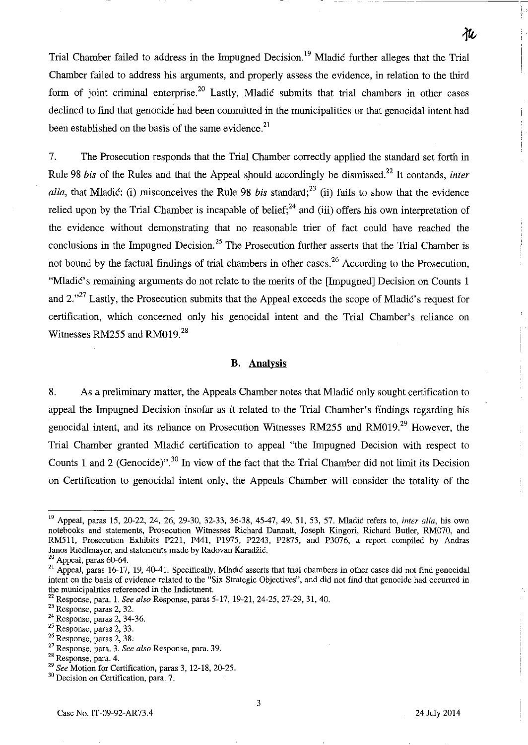Trial Chamber failed to address in the Impugned Decision.[19] Mladić further alleges that the Trial Chamber failed to address his arguments, and properly assess the evidence, in relation to the third form of joint criminal enterprise.[20] Lastly, Mladić submits that trial chambers in other cases declined to find that genocide had been committed in the municipalities or that genocidal intent had been established on the basis of the same evidence.[21]

7. The Prosecution responds that the Trial Chamber correctly applied the standard set forth in Rule 98 *bis* of the Rules and that the Appeal should accordingly be dismissed.[22] It contends, *inter alia*, that Mladić: (i) misconceives the Rule 98 *bis* standard;[23] (ii) fails to show that the evidence relied upon by the Trial Chamber is incapable of belief;[24] and (iii) offers his own interpretation of the evidence without demonstrating that no reasonable trier of fact could have reached the conclusions in the Impugned Decision.[25] The Prosecution further asserts that the Trial Chamber is not bound by the factual findings of trial chambers in other cases.[26] According to the Prosecution, "Mladić's remaining arguments do not relate to the merits of the [Impugned] Decision on Counts 1 and 2."[27] Lastly, the Prosecution submits that the Appeal exceeds the scope of Mladić's request for certification, which concerned only his genocidal intent and the Trial Chamber's reliance on Witnesses RM255 and RM019.[28]

### B. Analysis

8. As a preliminary matter, the Appeals Chamber notes that Mladić only sought certification to appeal the Impugned Decision insofar as it related to the Trial Chamber's findings regarding his genocidal intent, and its reliance on Prosecution Witnesses RM255 and RM019.[29] However, the Trial Chamber granted Mladić certification to appeal "the Impugned Decision with respect to Counts 1 and 2 (Genocide)".[30] In view of the fact that the Trial Chamber did not limit its Decision on Certification to genocidal intent only, the Appeals Chamber will consider the totality of the

---

[19] Appeal, paras 15, 20-22, 24, 26, 29-30, 32-33, 36-38, 45-47, 49, 51, 53, 57. Mladić refers to, *inter alia*, his own notebooks and statements, Prosecution Witnesses Richard Dannatt, Joseph Kingori, Richard Butler, RM070, and RM511, Prosecution Exhibits P221, P441, P1975, P2243, P2875, and P3076, a report compiled by Andras Janos Riedlmayer, and statements made by Radovan Karadžić.

[20] Appeal, paras 60-64.

[21] Appeal, paras 16-17, 19, 40-41. Specifically, Mladić asserts that trial chambers in other cases did not find genocidal intent on the basis of evidence related to the "Six Strategic Objectives", and did not find that genocide had occurred in the municipalities referenced in the Indictment.

[22] Response, para. 1. *See also* Response, paras 5-17, 19-21, 24-25, 27-29, 31, 40.

[23] Response, paras 2, 32.

[24] Response, paras 2, 34-36.

[25] Response, paras 2, 33.

[26] Response, paras 2, 38.

[27] Response, para. 3. *See also* Response, para. 39.

[28] Response, para. 4.

[29] *See* Motion for Certification, paras 3, 12-18, 20-25.

[30] Decision on Certification, para. 7.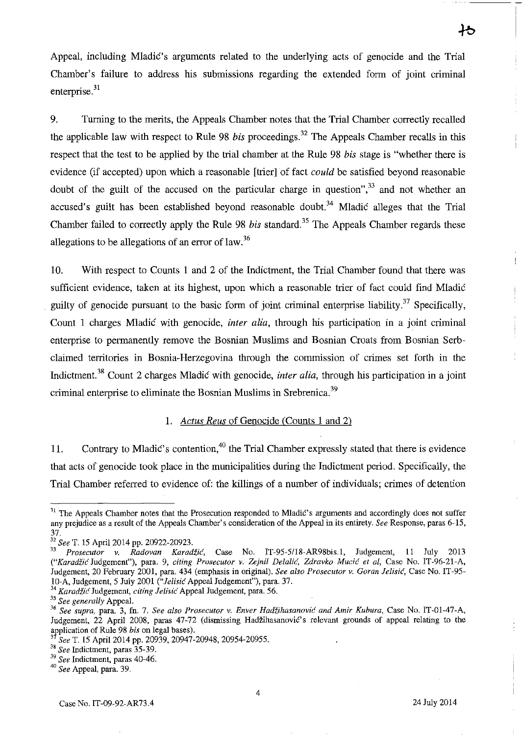Appeal, including Mladić's arguments related to the underlying acts of genocide and the Trial Chamber's failure to address his submissions regarding the extended form of joint criminal enterprise.[31]

9. Turning to the merits, the Appeals Chamber notes that the Trial Chamber correctly recalled the applicable law with respect to Rule 98 *bis* proceedings.[32] The Appeals Chamber recalls in this respect that the test to be applied by the trial chamber at the Rule 98 *bis* stage is "whether there is evidence (if accepted) upon which a reasonable [trier] of fact *could* be satisfied beyond reasonable doubt of the guilt of the accused on the particular charge in question",[33] and not whether an accused's guilt has been established beyond reasonable doubt.[34] Mladić alleges that the Trial Chamber failed to correctly apply the Rule 98 *bis* standard.[35] The Appeals Chamber regards these allegations to be allegations of an error of law.[36]

10. With respect to Counts 1 and 2 of the Indictment, the Trial Chamber found that there was sufficient evidence, taken at its highest, upon which a reasonable trier of fact could find Mladić guilty of genocide pursuant to the basic form of joint criminal enterprise liability.[37] Specifically, Count 1 charges Mladić with genocide, *inter alia*, through his participation in a joint criminal enterprise to permanently remove the Bosnian Muslims and Bosnian Croats from Bosnian Serb-claimed territories in Bosnia-Herzegovina through the commission of crimes set forth in the Indictment.[38] Count 2 charges Mladić with genocide, *inter alia*, through his participation in a joint criminal enterprise to eliminate the Bosnian Muslims in Srebrenica.[39]

### 1. *Actus Reus* of Genocide (Counts 1 and 2)

11. Contrary to Mladić's contention,[40] the Trial Chamber expressly stated that there is evidence that acts of genocide took place in the municipalities during the Indictment period. Specifically, the Trial Chamber referred to evidence of: the killings of a number of individuals; crimes of detention

---

[31] The Appeals Chamber notes that the Prosecution responded to Mladić's arguments and accordingly does not suffer any prejudice as a result of the Appeals Chamber's consideration of the Appeal in its entirety. *See* Response, paras 6-15, 37.

[32] *See* T. 15 April 2014 pp. 20922-20923.

[33] *Prosecutor v. Radovan Karadžić*, Case No. IT-95-5/18-AR98bis.1, Judgement, 11 July 2013 ("*Karadžić* Judgement"), para. 9, *citing Prosecutor v. Zejnil Delalić, Zdravko Mucić et al*, Case No. IT-96-21-A, Judgement, 20 February 2001, para. 434 (emphasis in original). *See also Prosecutor v. Goran Jelisić*, Case No. IT-95-10-A, Judgement, 5 July 2001 ("*Jelisić* Appeal Judgement"), para. 37.

[34] *Karadžić* Judgement, *citing Jelisić* Appeal Judgement, para. 56.

[35] *See generally* Appeal.

[36] *See supra*, para. 3, fn. 7. *See also Prosecutor v. Enver Hadžihasanović and Amir Kubura*, Case No. IT-01-47-A, Judgement, 22 April 2008, paras 47-72 (dismissing Hadžihasanović's relevant grounds of appeal relating to the application of Rule 98 *bis* on legal bases).

[37] *See* T. 15 April 2014 pp. 20939, 20947-20948, 20954-20955.

[38] *See* Indictment, paras 35-39.

[39] *See* Indictment, paras 40-46.

[40] *See* Appeal, para. 39.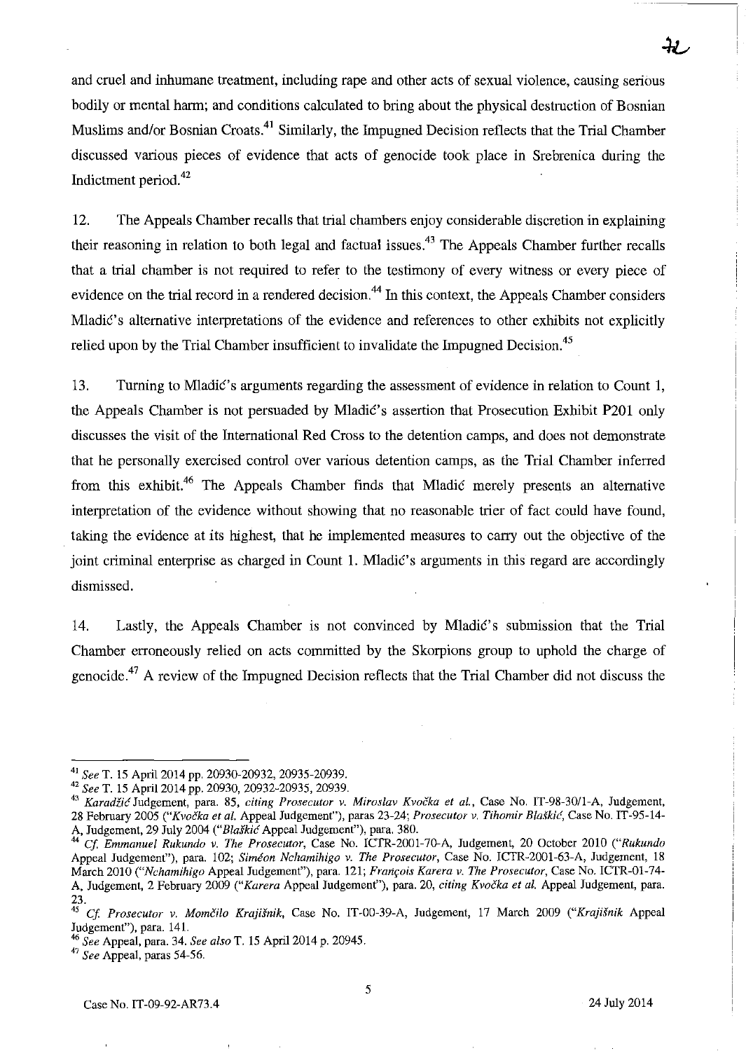and cruel and inhumane treatment, including rape and other acts of sexual violence, causing serious bodily or mental harm; and conditions calculated to bring about the physical destruction of Bosnian Muslims and/or Bosnian Croats.[41] Similarly, the Impugned Decision reflects that the Trial Chamber discussed various pieces of evidence that acts of genocide took place in Srebrenica during the Indictment period.[42]

12. The Appeals Chamber recalls that trial chambers enjoy considerable discretion in explaining their reasoning in relation to both legal and factual issues.[43] The Appeals Chamber further recalls that a trial chamber is not required to refer to the testimony of every witness or every piece of evidence on the trial record in a rendered decision.[44] In this context, the Appeals Chamber considers Mladić's alternative interpretations of the evidence and references to other exhibits not explicitly relied upon by the Trial Chamber insufficient to invalidate the Impugned Decision.[45]

13. Turning to Mladić's arguments regarding the assessment of evidence in relation to Count 1, the Appeals Chamber is not persuaded by Mladić's assertion that Prosecution Exhibit P201 only discusses the visit of the International Red Cross to the detention camps, and does not demonstrate that he personally exercised control over various detention camps, as the Trial Chamber inferred from this exhibit.[46] The Appeals Chamber finds that Mladić merely presents an alternative interpretation of the evidence without showing that no reasonable trier of fact could have found, taking the evidence at its highest, that he implemented measures to carry out the objective of the joint criminal enterprise as charged in Count 1. Mladić's arguments in this regard are accordingly dismissed.

14. Lastly, the Appeals Chamber is not convinced by Mladić's submission that the Trial Chamber erroneously relied on acts committed by the Skorpions group to uphold the charge of genocide.[47] A review of the Impugned Decision reflects that the Trial Chamber did not discuss the

---

[41] *See* T. 15 April 2014 pp. 20930-20932, 20935-20939.

[42] *See* T. 15 April 2014 pp. 20930, 20932-20935, 20939.

[43] *Karadžić* Judgement, para. 85, *citing Prosecutor v. Miroslav Kvočka et al.*, Case No. IT-98-30/1-A, Judgement, 28 February 2005 ("*Kvočka et al.* Appeal Judgement"), paras 23-24; *Prosecutor v. Tihomir Blaškić*, Case No. IT-95-14-A, Judgement, 29 July 2004 ("*Blaškić* Appeal Judgement"), para. 380.

[44] *Cf. Emmanuel Rukundo v. The Prosecutor*, Case No. ICTR-2001-70-A, Judgement, 20 October 2010 ("*Rukundo* Appeal Judgement"), para. 102; *Siméon Nchamihigo v. The Prosecutor*, Case No. ICTR-2001-63-A, Judgement, 18 March 2010 ("*Nchamihigo* Appeal Judgement"), para. 121; *François Karera v. The Prosecutor*, Case No. ICTR-01-74-A, Judgement, 2 February 2009 ("*Karera* Appeal Judgement"), para. 20, *citing Kvočka et al.* Appeal Judgement, para. 23.

[45] *Cf. Prosecutor v. Momčilo Krajišnik*, Case No. IT-00-39-A, Judgement, 17 March 2009 ("*Krajišnik* Appeal Judgement"), para. 141.

[46] *See* Appeal, para. 34. *See also* T. 15 April 2014 p. 20945.

[47] *See* Appeal, paras 54-56.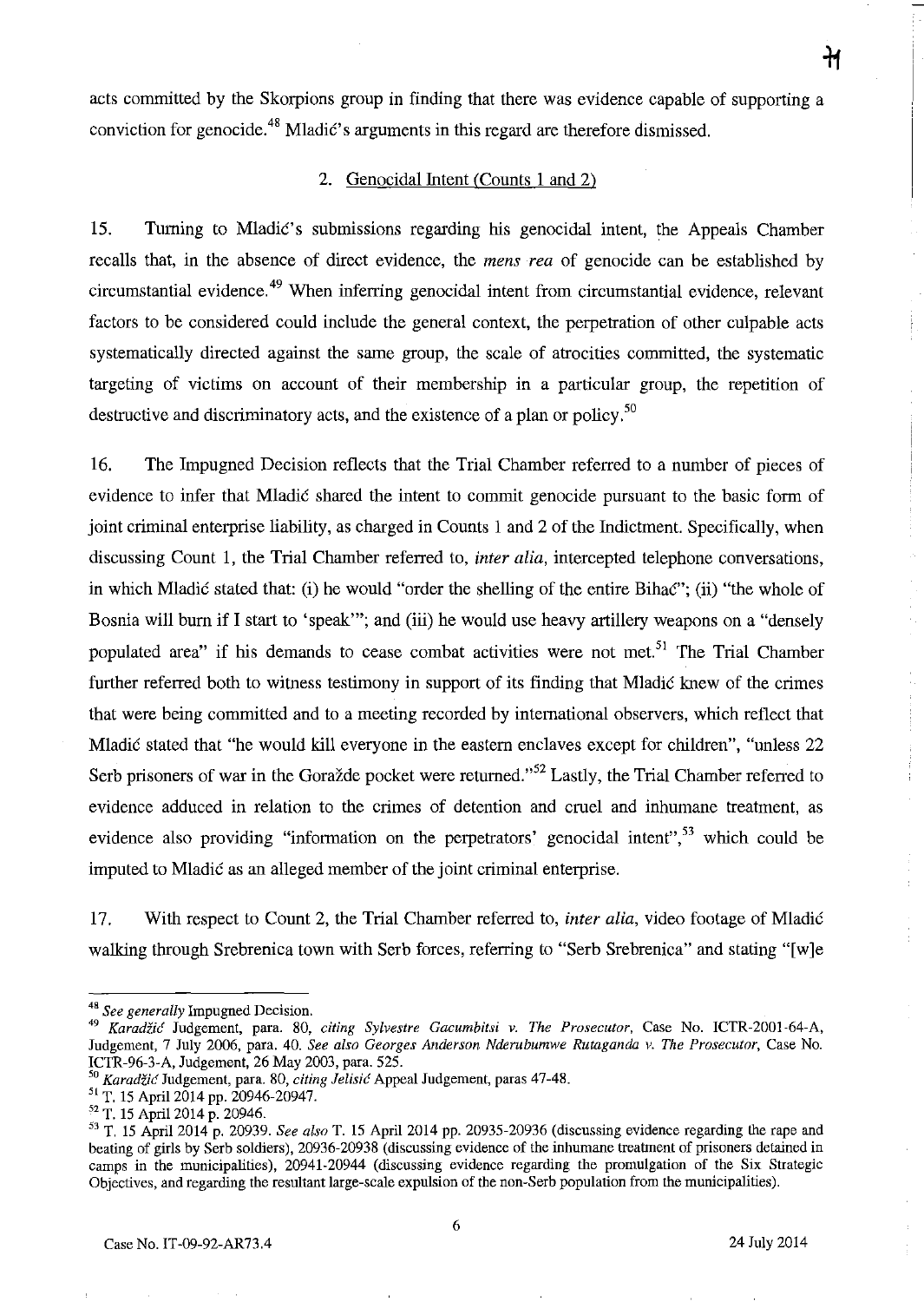acts committed by the Skorpions group in finding that there was evidence capable of supporting a conviction for genocide.[48] Mladić's arguments in this regard are therefore dismissed.

2. Genocidal Intent (Counts 1 and 2)

15. Turning to Mladić's submissions regarding his genocidal intent, the Appeals Chamber recalls that, in the absence of direct evidence, the *mens rea* of genocide can be established by circumstantial evidence.[49] When inferring genocidal intent from circumstantial evidence, relevant factors to be considered could include the general context, the perpetration of other culpable acts systematically directed against the same group, the scale of atrocities committed, the systematic targeting of victims on account of their membership in a particular group, the repetition of destructive and discriminatory acts, and the existence of a plan or policy.[50]

16. The Impugned Decision reflects that the Trial Chamber referred to a number of pieces of evidence to infer that Mladić shared the intent to commit genocide pursuant to the basic form of joint criminal enterprise liability, as charged in Counts 1 and 2 of the Indictment. Specifically, when discussing Count 1, the Trial Chamber referred to, *inter alia*, intercepted telephone conversations, in which Mladić stated that: (i) he would "order the shelling of the entire Bihać"; (ii) "the whole of Bosnia will burn if I start to 'speak'"; and (iii) he would use heavy artillery weapons on a "densely populated area" if his demands to cease combat activities were not met.[51] The Trial Chamber further referred both to witness testimony in support of its finding that Mladić knew of the crimes that were being committed and to a meeting recorded by international observers, which reflect that Mladić stated that "he would kill everyone in the eastern enclaves except for children", "unless 22 Serb prisoners of war in the Goražde pocket were returned."[52] Lastly, the Trial Chamber referred to evidence adduced in relation to the crimes of detention and cruel and inhumane treatment, as evidence also providing "information on the perpetrators' genocidal intent",[53] which could be imputed to Mladić as an alleged member of the joint criminal enterprise.

17. With respect to Count 2, the Trial Chamber referred to, *inter alia*, video footage of Mladić walking through Srebrenica town with Serb forces, referring to "Serb Srebrenica" and stating "[w]e

---

[48] *See generally* Impugned Decision.

[49] *Karadžić* Judgement, para. 80, *citing Sylvestre Gacumbitsi v. The Prosecutor*, Case No. ICTR-2001-64-A, Judgement, 7 July 2006, para. 40. *See also Georges Anderson Nderubumwe Rutaganda v. The Prosecutor*, Case No. ICTR-96-3-A, Judgement, 26 May 2003, para. 525.

[50] *Karadžić* Judgement, para. 80, *citing Jelisić* Appeal Judgement, paras 47-48.

[51] T. 15 April 2014 pp. 20946-20947.

[52] T. 15 April 2014 p. 20946.

[53] T. 15 April 2014 p. 20939. *See also* T. 15 April 2014 pp. 20935-20936 (discussing evidence regarding the rape and beating of girls by Serb soldiers), 20936-20938 (discussing evidence of the inhumane treatment of prisoners detained in camps in the municipalities), 20941-20944 (discussing evidence regarding the promulgation of the Six Strategic Objectives, and regarding the resultant large-scale expulsion of the non-Serb population from the municipalities).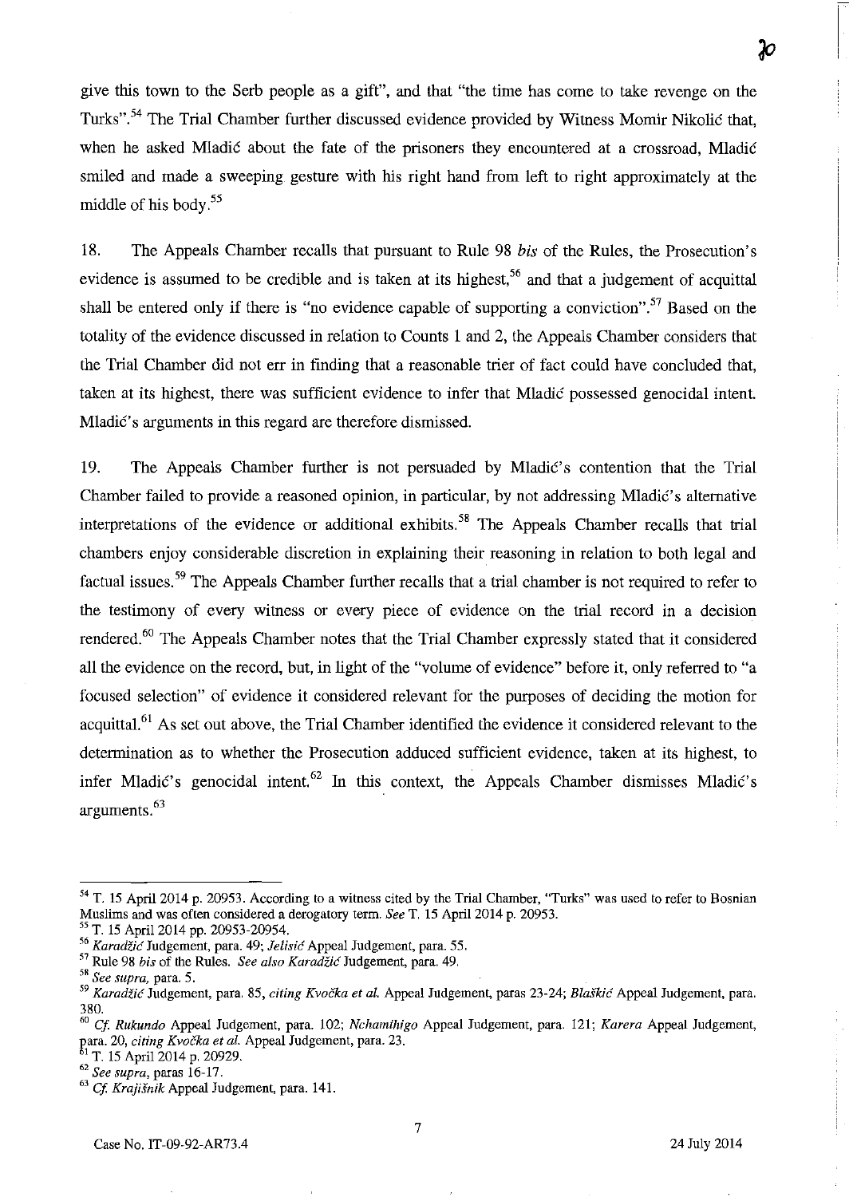give this town to the Serb people as a gift", and that "the time has come to take revenge on the Turks".[54] The Trial Chamber further discussed evidence provided by Witness Momir Nikolić that, when he asked Mladić about the fate of the prisoners they encountered at a crossroad, Mladić smiled and made a sweeping gesture with his right hand from left to right approximately at the middle of his body.[55]

18. The Appeals Chamber recalls that pursuant to Rule 98 *bis* of the Rules, the Prosecution's evidence is assumed to be credible and is taken at its highest,[56] and that a judgement of acquittal shall be entered only if there is "no evidence capable of supporting a conviction".[57] Based on the totality of the evidence discussed in relation to Counts 1 and 2, the Appeals Chamber considers that the Trial Chamber did not err in finding that a reasonable trier of fact could have concluded that, taken at its highest, there was sufficient evidence to infer that Mladić possessed genocidal intent. Mladić's arguments in this regard are therefore dismissed.

19. The Appeals Chamber further is not persuaded by Mladić's contention that the Trial Chamber failed to provide a reasoned opinion, in particular, by not addressing Mladić's alternative interpretations of the evidence or additional exhibits.[58] The Appeals Chamber recalls that trial chambers enjoy considerable discretion in explaining their reasoning in relation to both legal and factual issues.[59] The Appeals Chamber further recalls that a trial chamber is not required to refer to the testimony of every witness or every piece of evidence on the trial record in a decision rendered.[60] The Appeals Chamber notes that the Trial Chamber expressly stated that it considered all the evidence on the record, but, in light of the "volume of evidence" before it, only referred to "a focused selection" of evidence it considered relevant for the purposes of deciding the motion for acquittal.[61] As set out above, the Trial Chamber identified the evidence it considered relevant to the determination as to whether the Prosecution adduced sufficient evidence, taken at its highest, to infer Mladić's genocidal intent.[62] In this context, the Appeals Chamber dismisses Mladić's arguments.[63]

---

[54] T. 15 April 2014 p. 20953. According to a witness cited by the Trial Chamber, "Turks" was used to refer to Bosnian Muslims and was often considered a derogatory term. *See* T. 15 April 2014 p. 20953.

[55] T. 15 April 2014 pp. 20953-20954.

[56] *Karadžić* Judgement, para. 49; *Jelisić* Appeal Judgement, para. 55.

[57] Rule 98 *bis* of the Rules. *See also Karadžić* Judgement, para. 49.

[58] *See supra*, para. 5.

[59] *Karadžić* Judgement, para. 85, *citing Kvočka et al.* Appeal Judgement, paras 23-24; *Blaškić* Appeal Judgement, para. 380.

[60] *Cf. Rukundo* Appeal Judgement, para. 102; *Nchamihigo* Appeal Judgement, para. 121; *Karera* Appeal Judgement, para. 20, *citing Kvočka et al.* Appeal Judgement, para. 23.

[61] T. 15 April 2014 p. 20929.

[62] *See supra*, paras 16-17.

[63] *Cf. Krajišnik* Appeal Judgement, para. 141.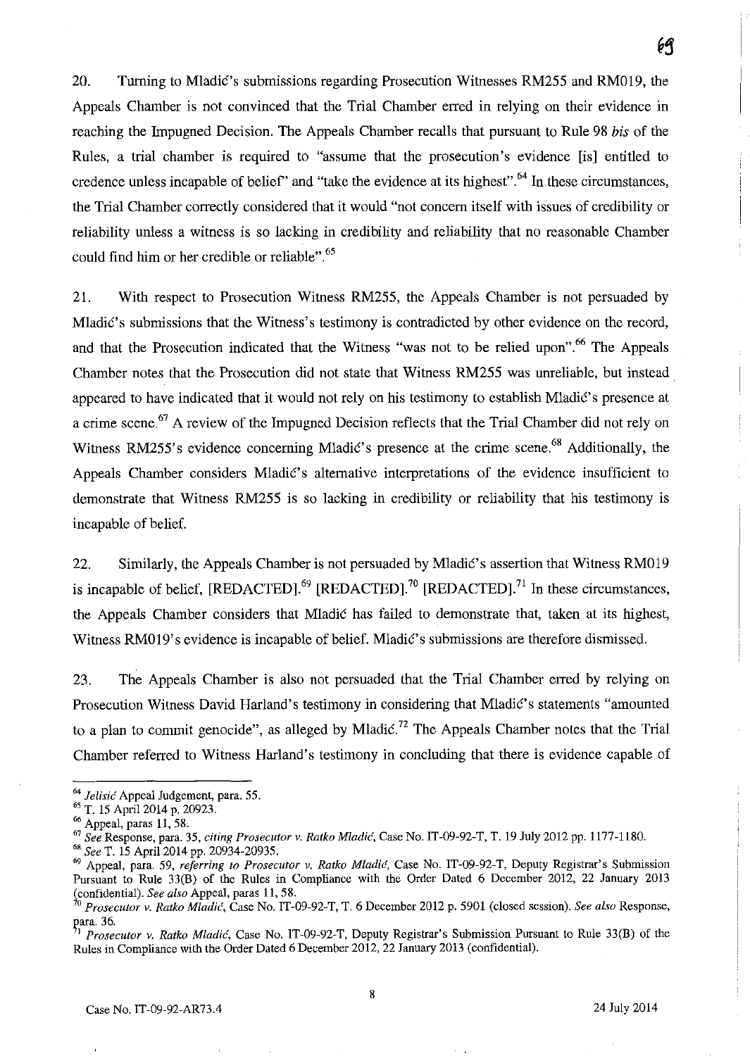20. Turning to Mladić's submissions regarding Prosecution Witnesses RM255 and RM019, the Appeals Chamber is not convinced that the Trial Chamber erred in relying on their evidence in reaching the Impugned Decision. The Appeals Chamber recalls that pursuant to Rule 98 *bis* of the Rules, a trial chamber is required to "assume that the prosecution's evidence [is] entitled to credence unless incapable of belief" and "take the evidence at its highest".[64] In these circumstances, the Trial Chamber correctly considered that it would "not concern itself with issues of credibility or reliability unless a witness is so lacking in credibility and reliability that no reasonable Chamber could find him or her credible or reliable".[65]

21. With respect to Prosecution Witness RM255, the Appeals Chamber is not persuaded by Mladić's submissions that the Witness's testimony is contradicted by other evidence on the record, and that the Prosecution indicated that the Witness "was not to be relied upon".[66] The Appeals Chamber notes that the Prosecution did not state that Witness RM255 was unreliable, but instead appeared to have indicated that it would not rely on his testimony to establish Mladić's presence at a crime scene.[67] A review of the Impugned Decision reflects that the Trial Chamber did not rely on Witness RM255's evidence concerning Mladić's presence at the crime scene.[68] Additionally, the Appeals Chamber considers Mladić's alternative interpretations of the evidence insufficient to demonstrate that Witness RM255 is so lacking in credibility or reliability that his testimony is incapable of belief.

22. Similarly, the Appeals Chamber is not persuaded by Mladić's assertion that Witness RM019 is incapable of belief, [REDACTED].[69] [REDACTED].[70] [REDACTED].[71] In these circumstances, the Appeals Chamber considers that Mladić has failed to demonstrate that, taken at its highest, Witness RM019's evidence is incapable of belief. Mladić's submissions are therefore dismissed.

23. The Appeals Chamber is also not persuaded that the Trial Chamber erred by relying on Prosecution Witness David Harland's testimony in considering that Mladić's statements "amounted to a plan to commit genocide", as alleged by Mladić.[72] The Appeals Chamber notes that the Trial Chamber referred to Witness Harland's testimony in concluding that there is evidence capable of

---

[64] *Jelisić* Appeal Judgement, para. 55.

[65] T. 15 April 2014 p. 20923.

[66] Appeal, paras 11, 58.

[67] *See* Response, para. 35, *citing Prosecutor v. Ratko Mladić*, Case No. IT-09-92-T, T. 19 July 2012 pp. 1177-1180.

[68] *See* T. 15 April 2014 pp. 20934-20935.

[69] Appeal, para. 59, *referring to Prosecutor v. Ratko Mladić*, Case No. IT-09-92-T, Deputy Registrar's Submission Pursuant to Rule 33(B) of the Rules in Compliance with the Order Dated 6 December 2012, 22 January 2013 (confidential). *See also* Appeal, paras 11, 58.

[70] *Prosecutor v. Ratko Mladić*, Case No. IT-09-92-T, T. 6 December 2012 p. 5901 (closed session). *See also* Response, para. 36.

[71] *Prosecutor v. Ratko Mladić*, Case No. IT-09-92-T, Deputy Registrar's Submission Pursuant to Rule 33(B) of the Rules in Compliance with the Order Dated 6 December 2012, 22 January 2013 (confidential).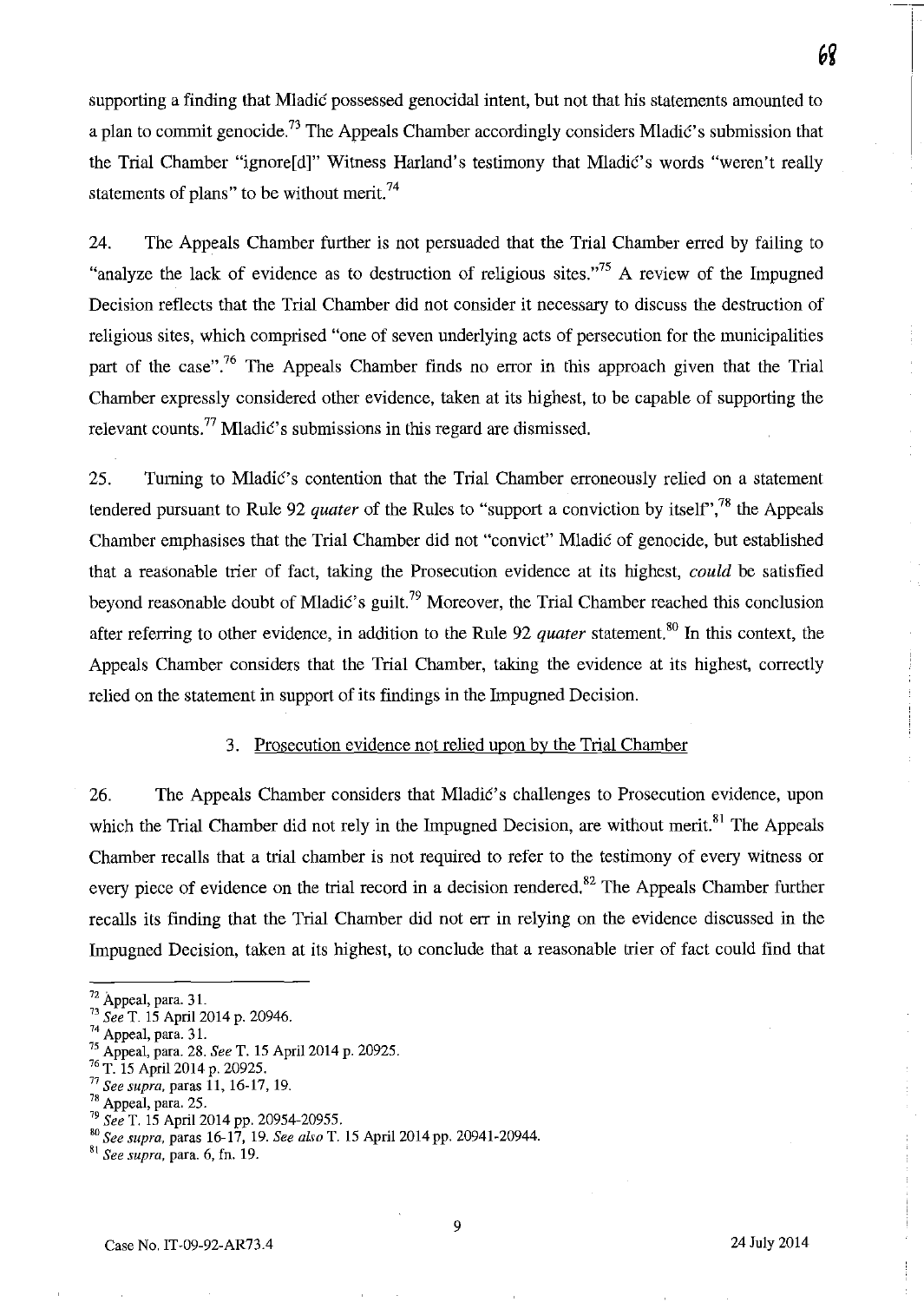supporting a finding that Mladić possessed genocidal intent, but not that his statements amounted to a plan to commit genocide.[73] The Appeals Chamber accordingly considers Mladić's submission that the Trial Chamber "ignore[d]" Witness Harland's testimony that Mladić's words "weren't really statements of plans" to be without merit.[74]

24. The Appeals Chamber further is not persuaded that the Trial Chamber erred by failing to "analyze the lack of evidence as to destruction of religious sites."[75] A review of the Impugned Decision reflects that the Trial Chamber did not consider it necessary to discuss the destruction of religious sites, which comprised "one of seven underlying acts of persecution for the municipalities part of the case".[76] The Appeals Chamber finds no error in this approach given that the Trial Chamber expressly considered other evidence, taken at its highest, to be capable of supporting the relevant counts.[77] Mladić's submissions in this regard are dismissed.

25. Turning to Mladić's contention that the Trial Chamber erroneously relied on a statement tendered pursuant to Rule 92 *quater* of the Rules to "support a conviction by itself",[78] the Appeals Chamber emphasises that the Trial Chamber did not "convict" Mladić of genocide, but established that a reasonable trier of fact, taking the Prosecution evidence at its highest, *could* be satisfied beyond reasonable doubt of Mladić's guilt.[79] Moreover, the Trial Chamber reached this conclusion after referring to other evidence, in addition to the Rule 92 *quater* statement.[80] In this context, the Appeals Chamber considers that the Trial Chamber, taking the evidence at its highest, correctly relied on the statement in support of its findings in the Impugned Decision.

### 3. Prosecution evidence not relied upon by the Trial Chamber

26. The Appeals Chamber considers that Mladić's challenges to Prosecution evidence, upon which the Trial Chamber did not rely in the Impugned Decision, are without merit.[81] The Appeals Chamber recalls that a trial chamber is not required to refer to the testimony of every witness or every piece of evidence on the trial record in a decision rendered.[82] The Appeals Chamber further recalls its finding that the Trial Chamber did not err in relying on the evidence discussed in the Impugned Decision, taken at its highest, to conclude that a reasonable trier of fact could find that

---

[72] Appeal, para. 31.
[73] *See* T. 15 April 2014 p. 20946.
[74] Appeal, para. 31.
[75] Appeal, para. 28. *See* T. 15 April 2014 p. 20925.
[76] T. 15 April 2014 p. 20925.
[77] *See supra*, paras 11, 16-17, 19.
[78] Appeal, para. 25.
[79] *See* T. 15 April 2014 pp. 20954-20955.
[80] *See supra*, paras 16-17, 19. *See also* T. 15 April 2014 pp. 20941-20944.
[81] *See supra*, para. 6, fn. 19.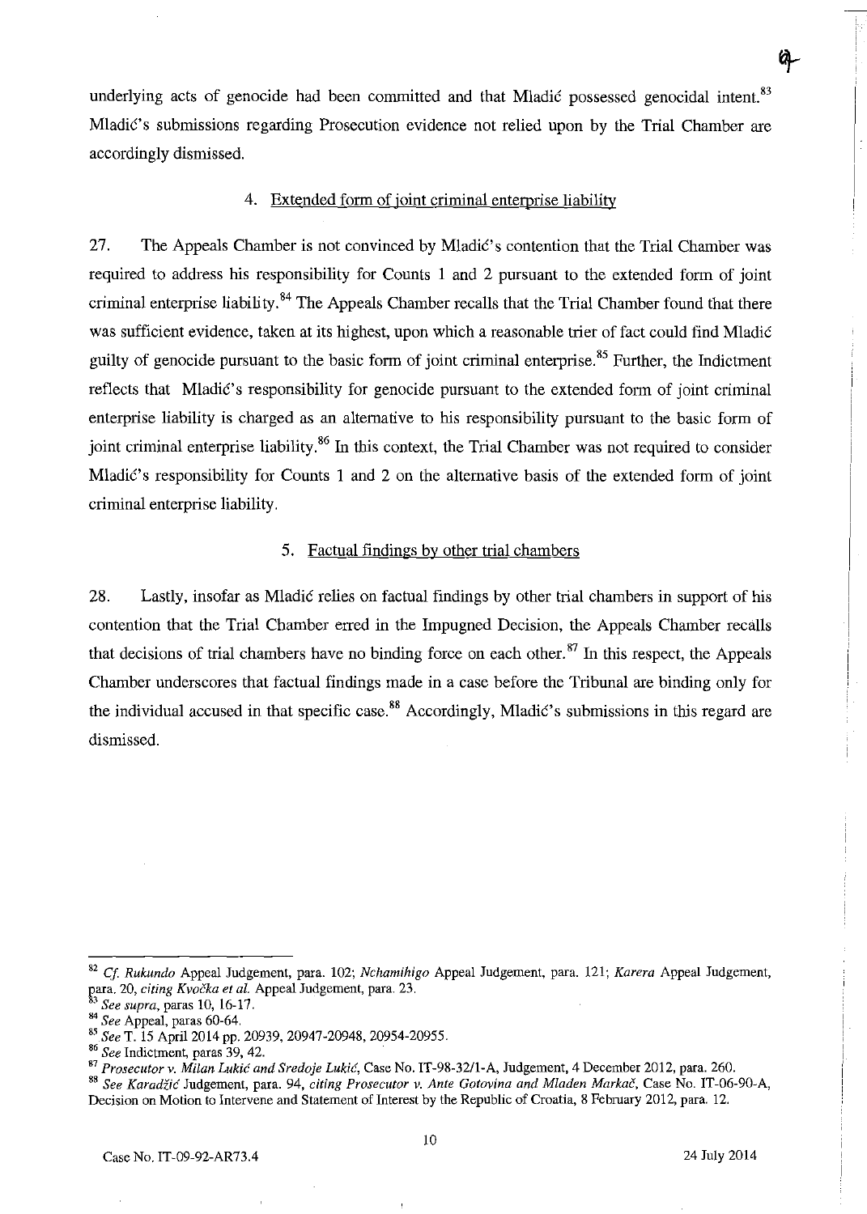underlying acts of genocide had been committed and that Mladić possessed genocidal intent.[83] Mladić's submissions regarding Prosecution evidence not relied upon by the Trial Chamber are accordingly dismissed.

### 4. Extended form of joint criminal enterprise liability

27. The Appeals Chamber is not convinced by Mladić's contention that the Trial Chamber was required to address his responsibility for Counts 1 and 2 pursuant to the extended form of joint criminal enterprise liability.[84] The Appeals Chamber recalls that the Trial Chamber found that there was sufficient evidence, taken at its highest, upon which a reasonable trier of fact could find Mladić guilty of genocide pursuant to the basic form of joint criminal enterprise.[85] Further, the Indictment reflects that Mladić's responsibility for genocide pursuant to the extended form of joint criminal enterprise liability is charged as an alternative to his responsibility pursuant to the basic form of joint criminal enterprise liability.[86] In this context, the Trial Chamber was not required to consider Mladić's responsibility for Counts 1 and 2 on the alternative basis of the extended form of joint criminal enterprise liability.

### 5. Factual findings by other trial chambers

28. Lastly, insofar as Mladić relies on factual findings by other trial chambers in support of his contention that the Trial Chamber erred in the Impugned Decision, the Appeals Chamber recalls that decisions of trial chambers have no binding force on each other.[87] In this respect, the Appeals Chamber underscores that factual findings made in a case before the Tribunal are binding only for the individual accused in that specific case.[88] Accordingly, Mladić's submissions in this regard are dismissed.

---

[82] *Cf. Rukundo* Appeal Judgement, para. 102; *Nchamihigo* Appeal Judgement, para. 121; *Karera* Appeal Judgement, para. 20, *citing Kvočka et al.* Appeal Judgement, para. 23.

[83] *See supra*, paras 10, 16-17.

[84] *See* Appeal, paras 60-64.

[85] *See* T. 15 April 2014 pp. 20939, 20947-20948, 20954-20955.

[86] *See* Indictment, paras 39, 42.

[87] *Prosecutor v. Milan Lukić and Sredoje Lukić*, Case No. IT-98-32/1-A, Judgement, 4 December 2012, para. 260.

[88] *See Karadžić* Judgement, para. 94, *citing Prosecutor v. Ante Gotovina and Mladen Markač*, Case No. IT-06-90-A, Decision on Motion to Intervene and Statement of Interest by the Republic of Croatia, 8 February 2012, para. 12.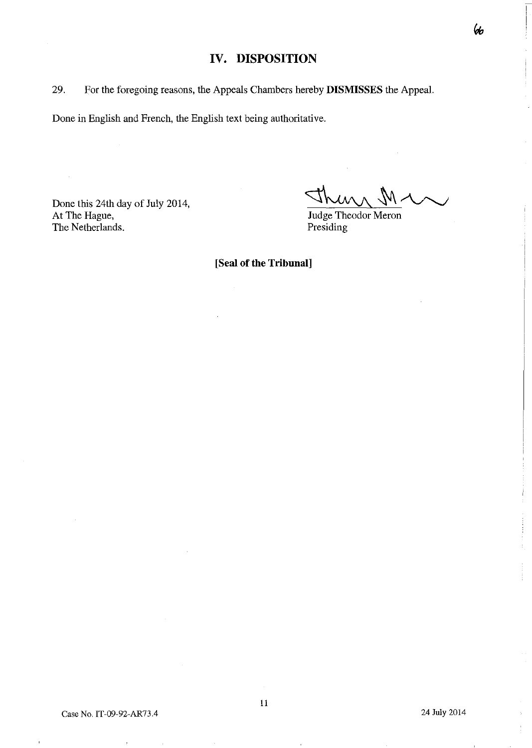# IV. DISPOSITION

29. For the foregoing reasons, the Appeals Chambers hereby **DISMISSES** the Appeal.

Done in English and French, the English text being authoritative.

Done this 24th day of July 2014,
At The Hague,
The Netherlands.

Judge Theodor Meron
Presiding

**[Seal of the Tribunal]**